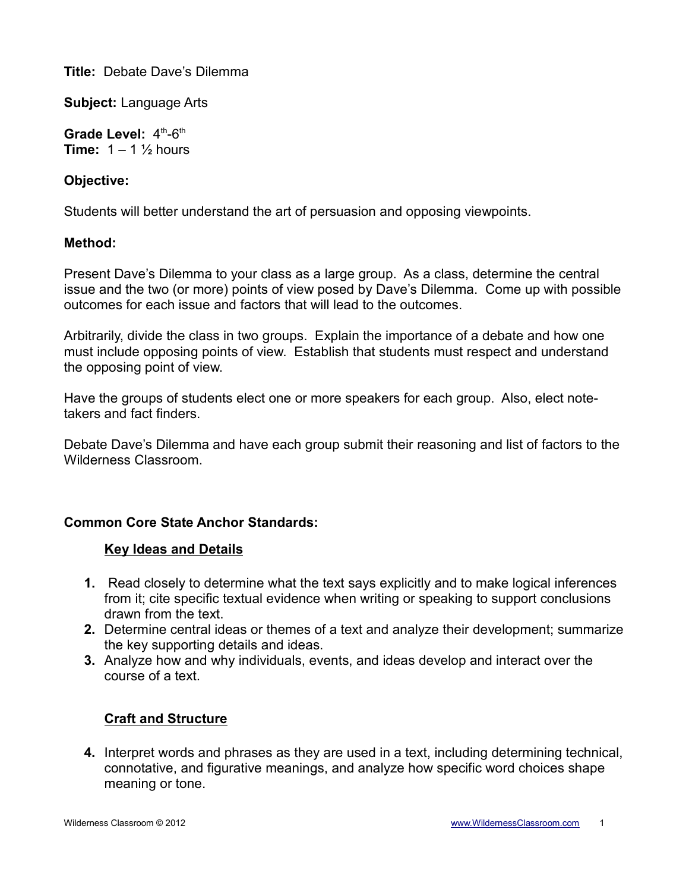**Title:** Debate Dave's Dilemma

**Subject:** Language Arts

**Grade Level:** 4th-6th
**Time:** 1 – 1 ½ hours

**Objective:**

Students will better understand the art of persuasion and opposing viewpoints.

**Method:**

Present Dave's Dilemma to your class as a large group. As a class, determine the central issue and the two (or more) points of view posed by Dave's Dilemma. Come up with possible outcomes for each issue and factors that will lead to the outcomes.

Arbitrarily, divide the class in two groups. Explain the importance of a debate and how one must include opposing points of view. Establish that students must respect and understand the opposing point of view.

Have the groups of students elect one or more speakers for each group. Also, elect note-takers and fact finders.

Debate Dave's Dilemma and have each group submit their reasoning and list of factors to the Wilderness Classroom.

**Common Core State Anchor Standards:**

**<u>Key Ideas and Details</u>**

1. Read closely to determine what the text says explicitly and to make logical inferences from it; cite specific textual evidence when writing or speaking to support conclusions drawn from the text.
2. Determine central ideas or themes of a text and analyze their development; summarize the key supporting details and ideas.
3. Analyze how and why individuals, events, and ideas develop and interact over the course of a text.

**<u>Craft and Structure</u>**

4. Interpret words and phrases as they are used in a text, including determining technical, connotative, and figurative meanings, and analyze how specific word choices shape meaning or tone.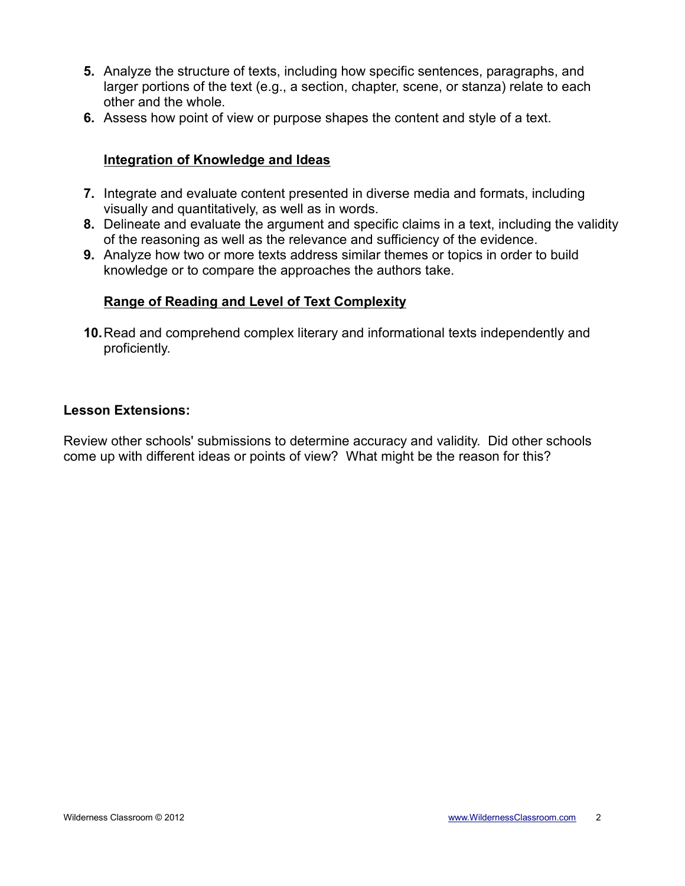5. Analyze the structure of texts, including how specific sentences, paragraphs, and larger portions of the text (e.g., a section, chapter, scene, or stanza) relate to each other and the whole.
6. Assess how point of view or purpose shapes the content and style of a text.

**Integration of Knowledge and Ideas**

7. Integrate and evaluate content presented in diverse media and formats, including visually and quantitatively, as well as in words.
8. Delineate and evaluate the argument and specific claims in a text, including the validity of the reasoning as well as the relevance and sufficiency of the evidence.
9. Analyze how two or more texts address similar themes or topics in order to build knowledge or to compare the approaches the authors take.

**Range of Reading and Level of Text Complexity**

10. Read and comprehend complex literary and informational texts independently and proficiently.

**Lesson Extensions:**

Review other schools' submissions to determine accuracy and validity. Did other schools come up with different ideas or points of view? What might be the reason for this?